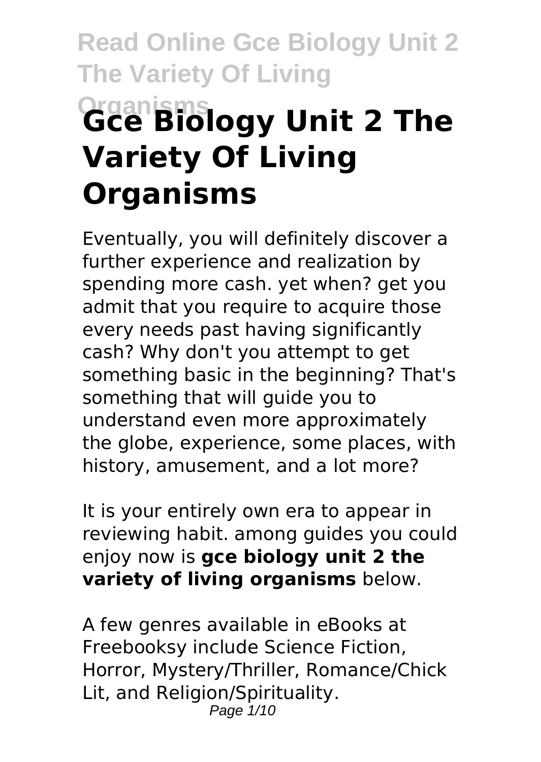# Gce Biology Unit 2 The Variety Of Living Organisms

Eventually, you will definitely discover a further experience and realization by spending more cash. yet when? get you admit that you require to acquire those every needs past having significantly cash? Why don't you attempt to get something basic in the beginning? That's something that will guide you to understand even more approximately the globe, experience, some places, with history, amusement, and a lot more?

It is your entirely own era to appear in reviewing habit. among guides you could enjoy now is **gce biology unit 2 the variety of living organisms** below.

A few genres available in eBooks at Freebooksy include Science Fiction, Horror, Mystery/Thriller, Romance/Chick Lit, and Religion/Spirituality.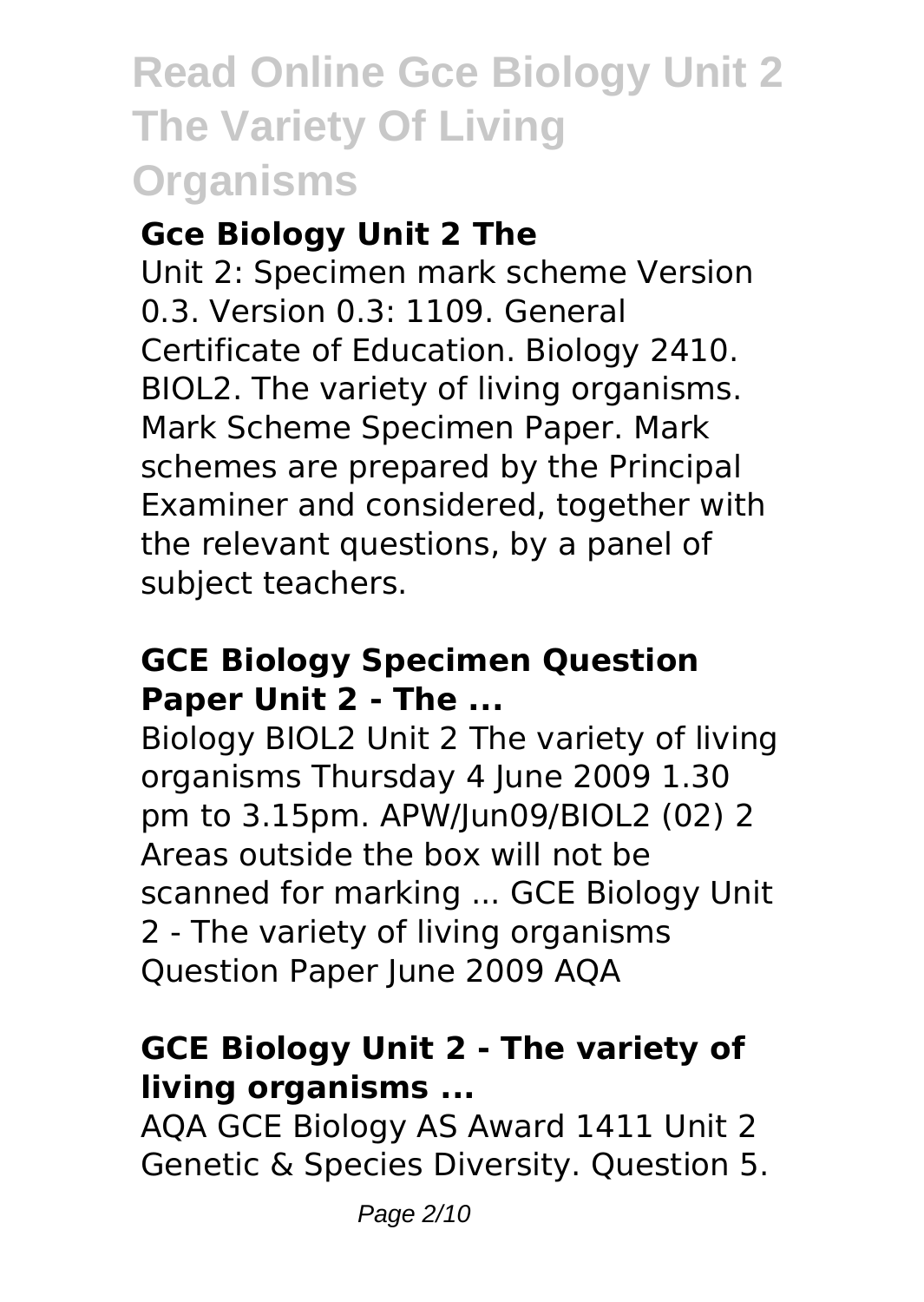# Read Online Gce Biology Unit 2 The Variety Of Living Organisms

### Gce Biology Unit 2 The

Unit 2: Specimen mark scheme Version 0.3. Version 0.3: 1109. General Certificate of Education. Biology 2410. BIOL2. The variety of living organisms. Mark Scheme Specimen Paper. Mark schemes are prepared by the Principal Examiner and considered, together with the relevant questions, by a panel of subject teachers.

### GCE Biology Specimen Question Paper Unit 2 - The ...

Biology BIOL2 Unit 2 The variety of living organisms Thursday 4 June 2009 1.30 pm to 3.15pm. APW/Jun09/BIOL2 (02) 2 Areas outside the box will not be scanned for marking ... GCE Biology Unit 2 - The variety of living organisms Question Paper June 2009 AQA

### GCE Biology Unit 2 - The variety of living organisms ...

AQA GCE Biology AS Award 1411 Unit 2 Genetic & Species Diversity. Question 5.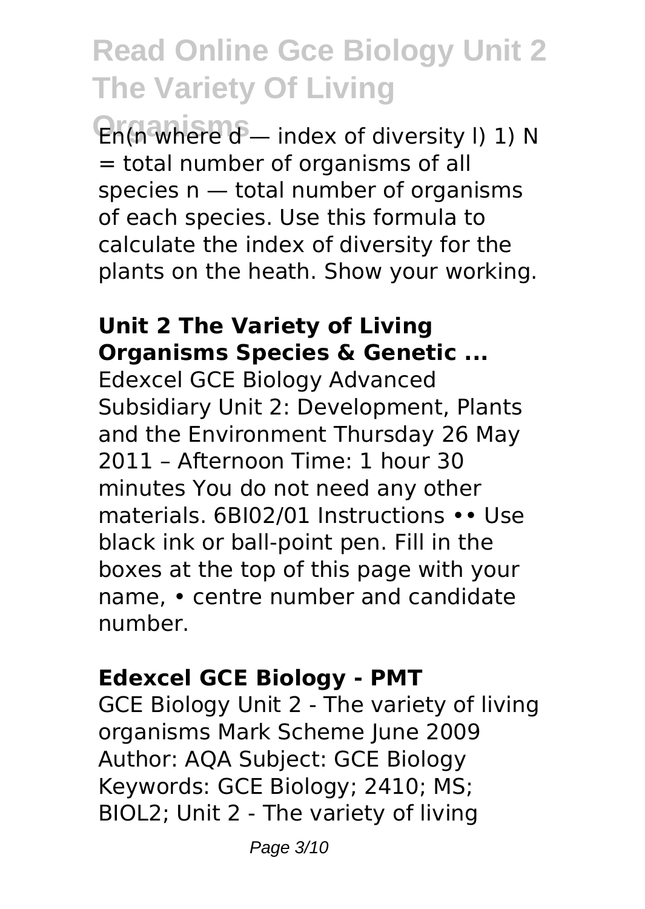# Read Online Gce Biology Unit 2 The Variety Of Living Organisms

En(n where d — index of diversity l) 1) N = total number of organisms of all species n — total number of organisms of each species. Use this formula to calculate the index of diversity for the plants on the heath. Show your working.

### Unit 2 The Variety of Living Organisms Species & Genetic ...

Edexcel GCE Biology Advanced Subsidiary Unit 2: Development, Plants and the Environment Thursday 26 May 2011 – Afternoon Time: 1 hour 30 minutes You do not need any other materials. 6BI02/01 Instructions •• Use black ink or ball-point pen. Fill in the boxes at the top of this page with your name, • centre number and candidate number.

### Edexcel GCE Biology - PMT

GCE Biology Unit 2 - The variety of living organisms Mark Scheme June 2009 Author: AQA Subject: GCE Biology Keywords: GCE Biology; 2410; MS; BIOL2; Unit 2 - The variety of living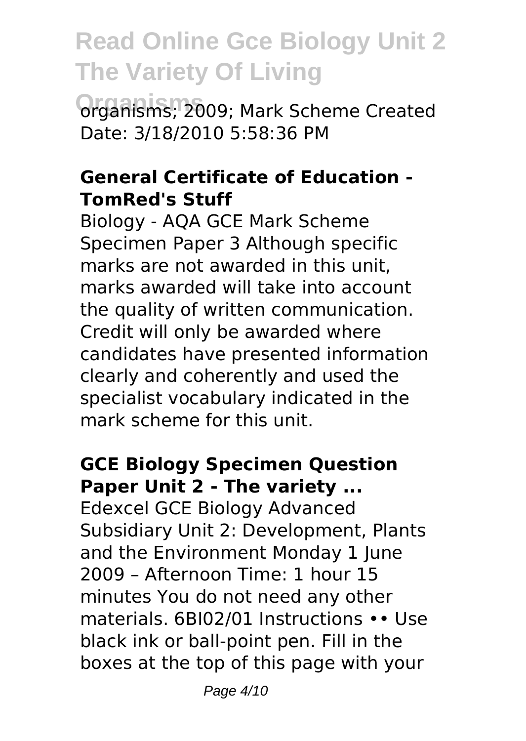# Read Online Gce Biology Unit 2 The Variety Of Living Organisms

organisms; 2009; Mark Scheme Created Date: 3/18/2010 5:58:36 PM

### General Certificate of Education - TomRed's Stuff

Biology - AQA GCE Mark Scheme Specimen Paper 3 Although specific marks are not awarded in this unit, marks awarded will take into account the quality of written communication. Credit will only be awarded where candidates have presented information clearly and coherently and used the specialist vocabulary indicated in the mark scheme for this unit.

### GCE Biology Specimen Question Paper Unit 2 - The variety ...

Edexcel GCE Biology Advanced Subsidiary Unit 2: Development, Plants and the Environment Monday 1 June 2009 – Afternoon Time: 1 hour 15 minutes You do not need any other materials. 6BI02/01 Instructions •• Use black ink or ball-point pen. Fill in the boxes at the top of this page with your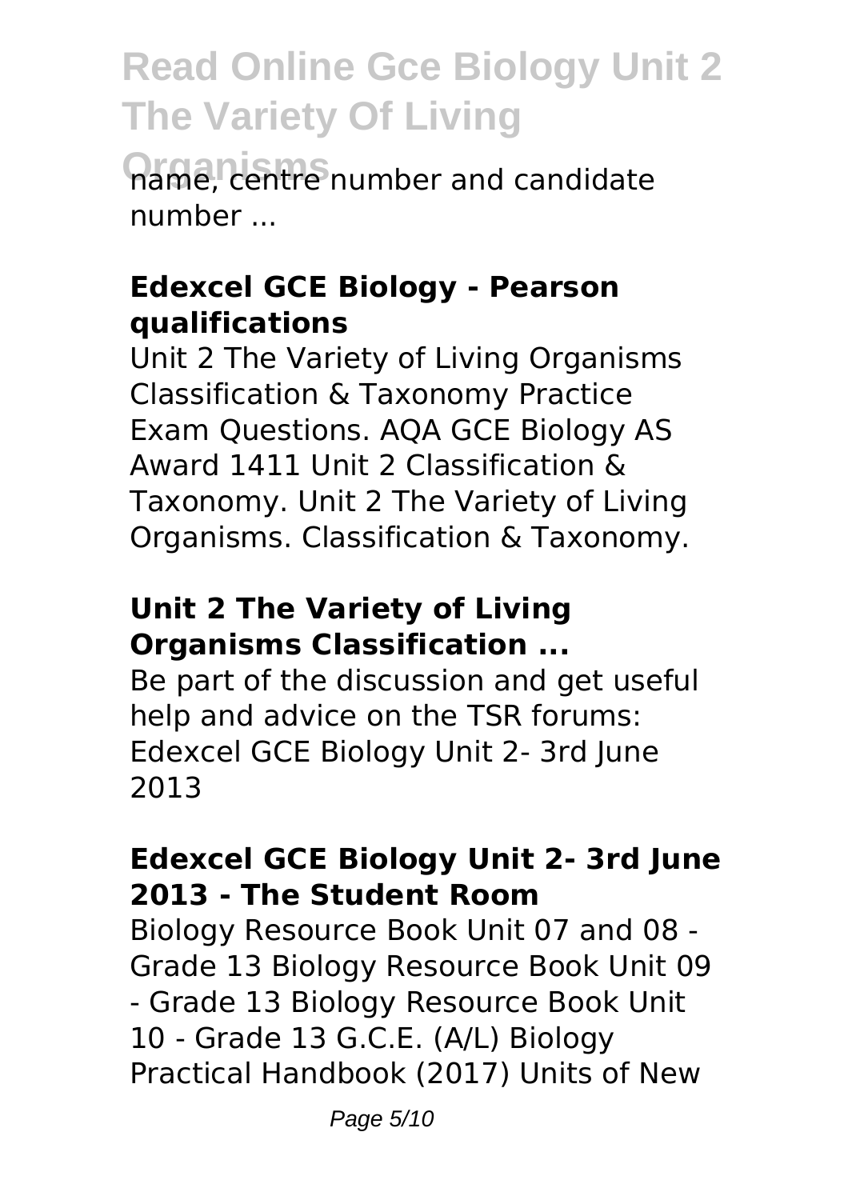name, centre number and candidate number ...

### Edexcel GCE Biology - Pearson qualifications

Unit 2 The Variety of Living Organisms Classification & Taxonomy Practice Exam Questions. AQA GCE Biology AS Award 1411 Unit 2 Classification & Taxonomy. Unit 2 The Variety of Living Organisms. Classification & Taxonomy.

### Unit 2 The Variety of Living Organisms Classification ...

Be part of the discussion and get useful help and advice on the TSR forums: Edexcel GCE Biology Unit 2- 3rd June 2013

### Edexcel GCE Biology Unit 2- 3rd June 2013 - The Student Room

Biology Resource Book Unit 07 and 08 - Grade 13 Biology Resource Book Unit 09 - Grade 13 Biology Resource Book Unit 10 - Grade 13 G.C.E. (A/L) Biology Practical Handbook (2017) Units of New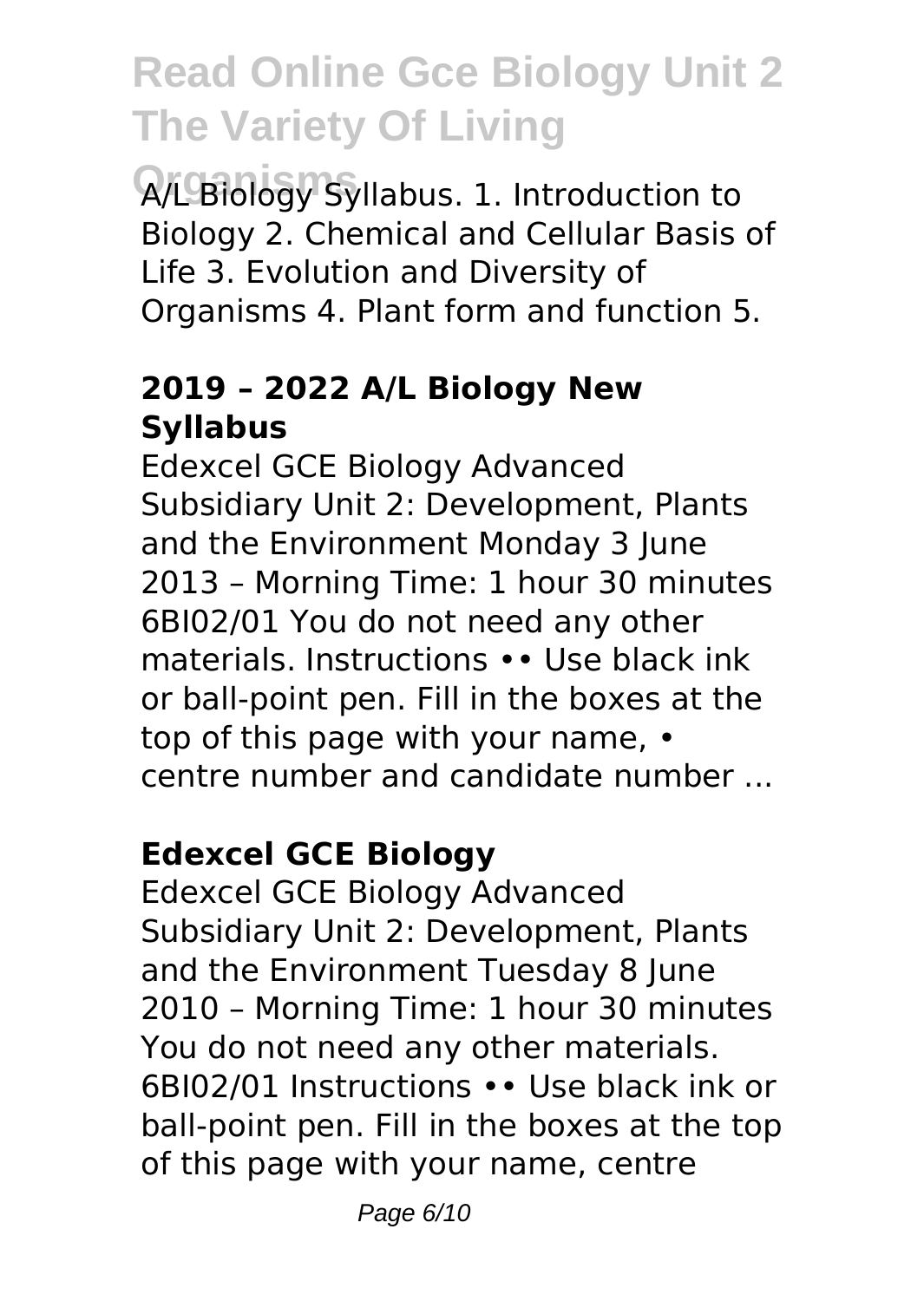A/L Biology Syllabus. 1. Introduction to Biology 2. Chemical and Cellular Basis of Life 3. Evolution and Diversity of Organisms 4. Plant form and function 5.

### 2019 – 2022 A/L Biology New Syllabus

Edexcel GCE Biology Advanced Subsidiary Unit 2: Development, Plants and the Environment Monday 3 June 2013 – Morning Time: 1 hour 30 minutes 6BI02/01 You do not need any other materials. Instructions •• Use black ink or ball-point pen. Fill in the boxes at the top of this page with your name, • centre number and candidate number ...

### Edexcel GCE Biology

Edexcel GCE Biology Advanced Subsidiary Unit 2: Development, Plants and the Environment Tuesday 8 June 2010 – Morning Time: 1 hour 30 minutes You do not need any other materials. 6BI02/01 Instructions •• Use black ink or ball-point pen. Fill in the boxes at the top of this page with your name, centre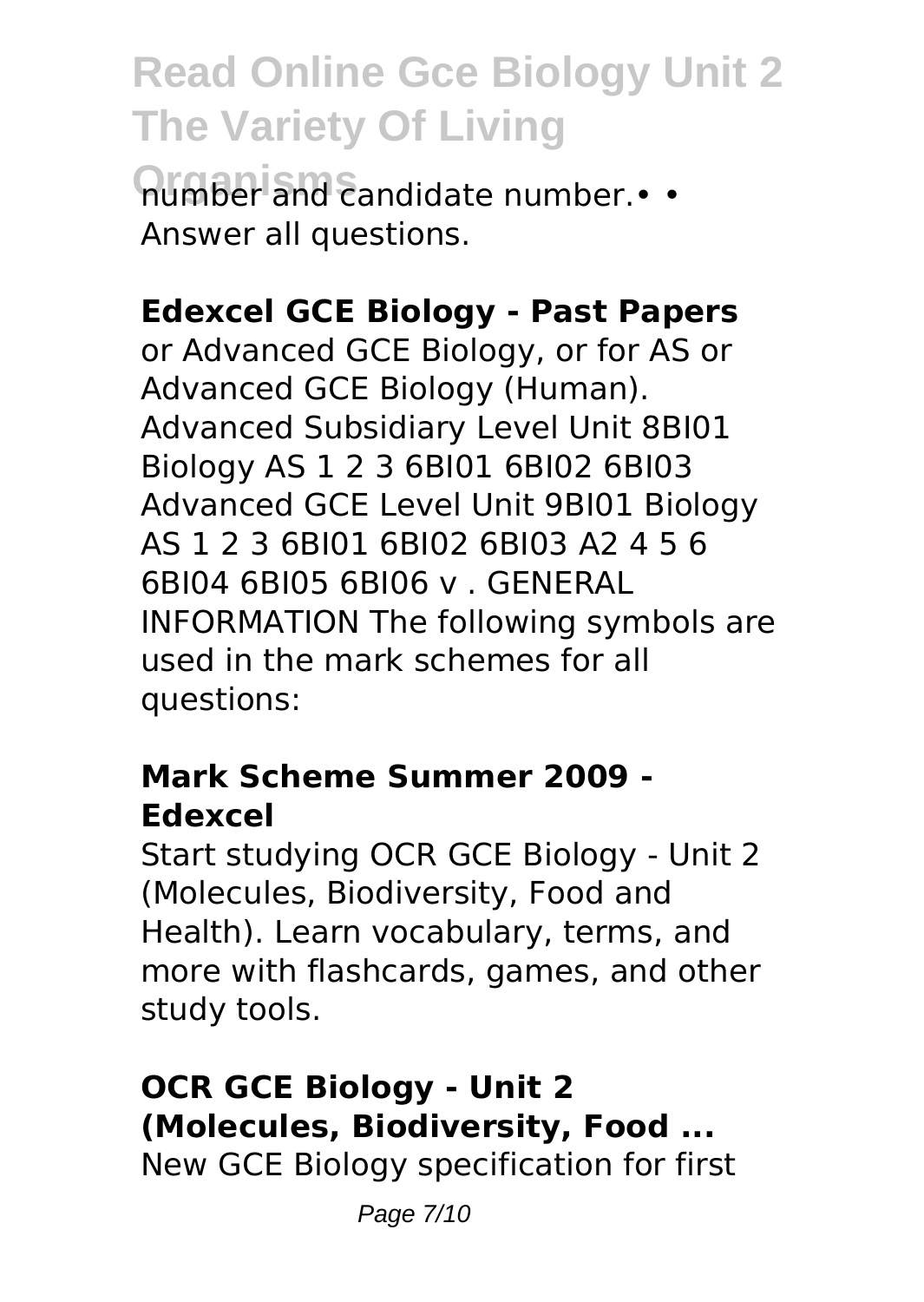number and candidate number.• • Answer all questions.

**Edexcel GCE Biology - Past Papers**

or Advanced GCE Biology, or for AS or Advanced GCE Biology (Human). Advanced Subsidiary Level Unit 8BI01 Biology AS 1 2 3 6BI01 6BI02 6BI03 Advanced GCE Level Unit 9BI01 Biology AS 1 2 3 6BI01 6BI02 6BI03 A2 4 5 6 6BI04 6BI05 6BI06 v . GENERAL INFORMATION The following symbols are used in the mark schemes for all questions:

**Mark Scheme Summer 2009 - Edexcel**

Start studying OCR GCE Biology - Unit 2 (Molecules, Biodiversity, Food and Health). Learn vocabulary, terms, and more with flashcards, games, and other study tools.

**OCR GCE Biology - Unit 2 (Molecules, Biodiversity, Food ...**

New GCE Biology specification for first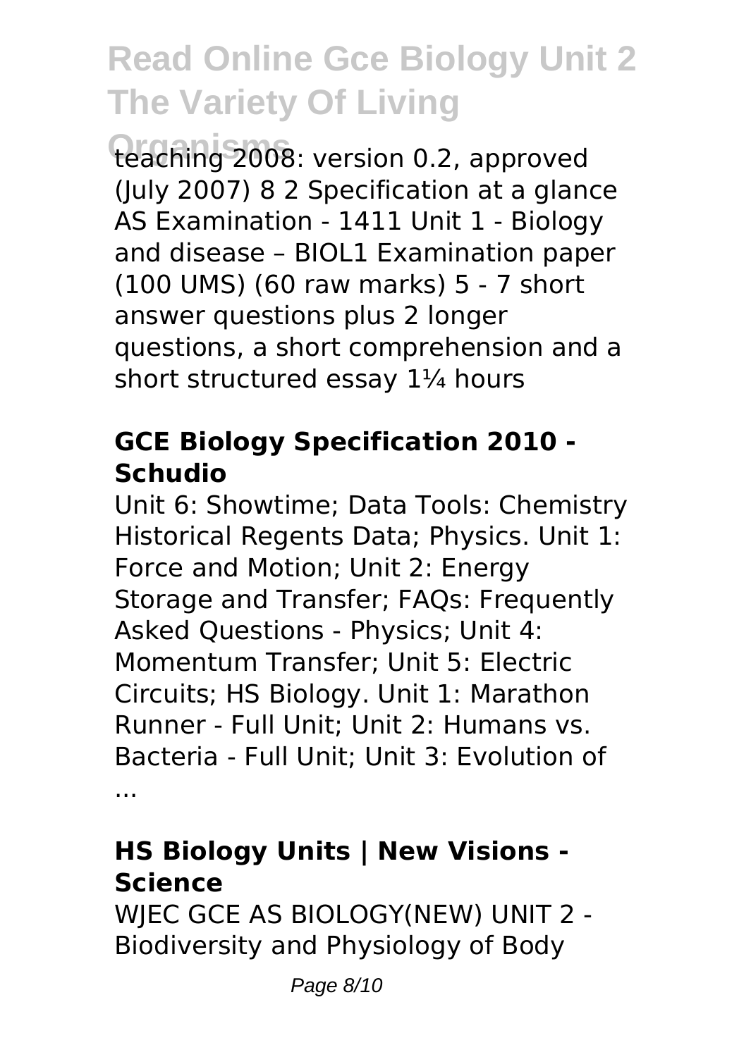teaching 2008: version 0.2, approved (July 2007) 8 2 Specification at a glance AS Examination - 1411 Unit 1 - Biology and disease – BIOL1 Examination paper (100 UMS) (60 raw marks) 5 - 7 short answer questions plus 2 longer questions, a short comprehension and a short structured essay 1¼ hours

### GCE Biology Specification 2010 - Schudio

Unit 6: Showtime; Data Tools: Chemistry Historical Regents Data; Physics. Unit 1: Force and Motion; Unit 2: Energy Storage and Transfer; FAQs: Frequently Asked Questions - Physics; Unit 4: Momentum Transfer; Unit 5: Electric Circuits; HS Biology. Unit 1: Marathon Runner - Full Unit; Unit 2: Humans vs. Bacteria - Full Unit; Unit 3: Evolution of ...

### HS Biology Units | New Visions - Science

WJEC GCE AS BIOLOGY(NEW) UNIT 2 - Biodiversity and Physiology of Body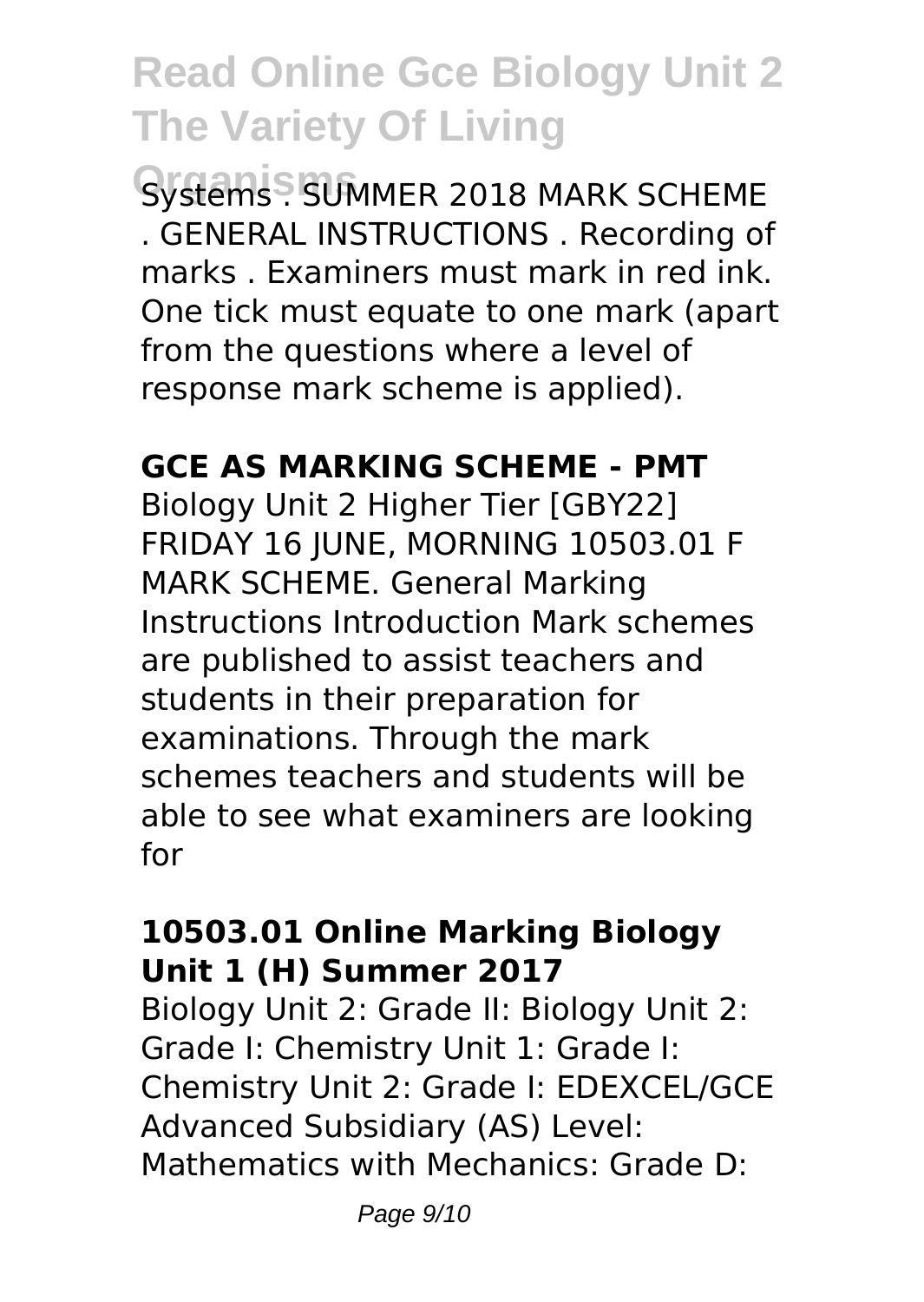# Read Online Gce Biology Unit 2 The Variety Of Living Organisms

Systems . SUMMER 2018 MARK SCHEME . GENERAL INSTRUCTIONS . Recording of marks . Examiners must mark in red ink. One tick must equate to one mark (apart from the questions where a level of response mark scheme is applied).

### GCE AS MARKING SCHEME - PMT

Biology Unit 2 Higher Tier [GBY22] FRIDAY 16 JUNE, MORNING 10503.01 F MARK SCHEME. General Marking Instructions Introduction Mark schemes are published to assist teachers and students in their preparation for examinations. Through the mark schemes teachers and students will be able to see what examiners are looking for

### 10503.01 Online Marking Biology Unit 1 (H) Summer 2017

Biology Unit 2: Grade II: Biology Unit 2: Grade I: Chemistry Unit 1: Grade I: Chemistry Unit 2: Grade I: EDEXCEL/GCE Advanced Subsidiary (AS) Level: Mathematics with Mechanics: Grade D: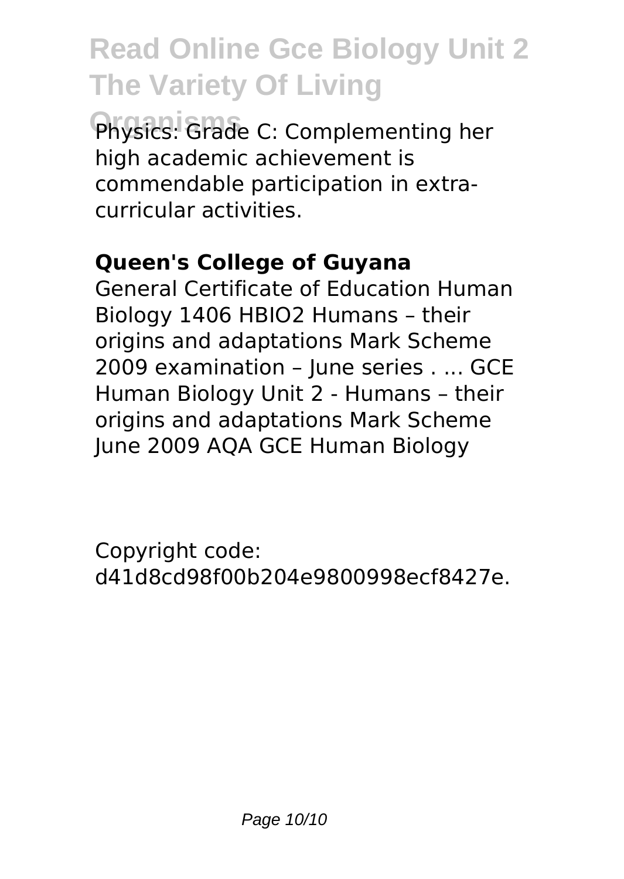Physics: Grade C: Complementing her high academic achievement is commendable participation in extra-curricular activities.

**Queen's College of Guyana**

General Certificate of Education Human Biology 1406 HBIO2 Humans – their origins and adaptations Mark Scheme 2009 examination – June series . ... GCE Human Biology Unit 2 - Humans – their origins and adaptations Mark Scheme June 2009 AQA GCE Human Biology

Copyright code: d41d8cd98f00b204e9800998ecf8427e.